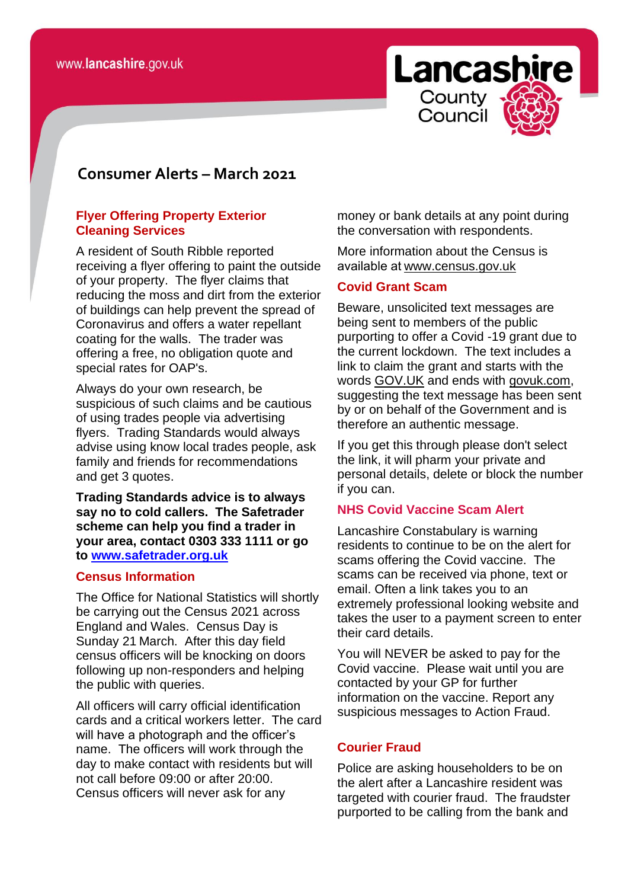www.lancashire.gov.uk

Lancashire County Council

# Consumer Alerts – March 2021

## Flyer Offering Property Exterior Cleaning Services

A resident of South Ribble reported receiving a flyer offering to paint the outside of your property. The flyer claims that reducing the moss and dirt from the exterior of buildings can help prevent the spread of Coronavirus and offers a water repellant coating for the walls. The trader was offering a free, no obligation quote and special rates for OAP's.

Always do your own research, be suspicious of such claims and be cautious of using trades people via advertising flyers. Trading Standards would always advise using know local trades people, ask family and friends for recommendations and get 3 quotes.

**Trading Standards advice is to always say no to cold callers. The Safetrader scheme can help you find a trader in your area, contact 0303 333 1111 or go to www.safetrader.org.uk**

## Census Information

The Office for National Statistics will shortly be carrying out the Census 2021 across England and Wales. Census Day is Sunday 21 March. After this day field census officers will be knocking on doors following up non-responders and helping the public with queries.

All officers will carry official identification cards and a critical workers letter. The card will have a photograph and the officer's name. The officers will work through the day to make contact with residents but will not call before 09:00 or after 20:00. Census officers will never ask for any money or bank details at any point during the conversation with respondents.

More information about the Census is available at www.census.gov.uk

## Covid Grant Scam

Beware, unsolicited text messages are being sent to members of the public purporting to offer a Covid -19 grant due to the current lockdown. The text includes a link to claim the grant and starts with the words GOV.UK and ends with govuk.com, suggesting the text message has been sent by or on behalf of the Government and is therefore an authentic message.

If you get this through please don't select the link, it will pharm your private and personal details, delete or block the number if you can.

## NHS Covid Vaccine Scam Alert

Lancashire Constabulary is warning residents to continue to be on the alert for scams offering the Covid vaccine. The scams can be received via phone, text or email. Often a link takes you to an extremely professional looking website and takes the user to a payment screen to enter their card details.

You will NEVER be asked to pay for the Covid vaccine. Please wait until you are contacted by your GP for further information on the vaccine. Report any suspicious messages to Action Fraud.

## Courier Fraud

Police are asking householders to be on the alert after a Lancashire resident was targeted with courier fraud. The fraudster purported to be calling from the bank and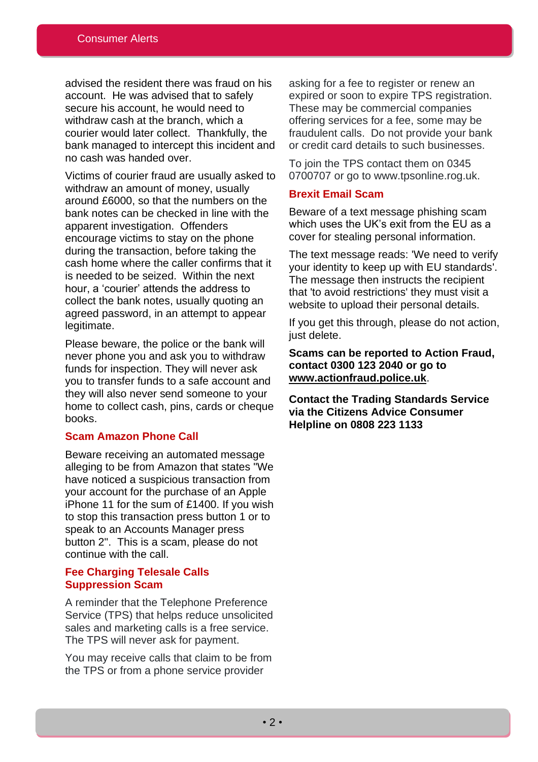advised the resident there was fraud on his account. He was advised that to safely secure his account, he would need to withdraw cash at the branch, which a courier would later collect. Thankfully, the bank managed to intercept this incident and no cash was handed over.

Victims of courier fraud are usually asked to withdraw an amount of money, usually around £6000, so that the numbers on the bank notes can be checked in line with the apparent investigation. Offenders encourage victims to stay on the phone during the transaction, before taking the cash home where the caller confirms that it is needed to be seized. Within the next hour, a 'courier' attends the address to collect the bank notes, usually quoting an agreed password, in an attempt to appear legitimate.

Please beware, the police or the bank will never phone you and ask you to withdraw funds for inspection. They will never ask you to transfer funds to a safe account and they will also never send someone to your home to collect cash, pins, cards or cheque books.

## Scam Amazon Phone Call

Beware receiving an automated message alleging to be from Amazon that states "We have noticed a suspicious transaction from your account for the purchase of an Apple iPhone 11 for the sum of £1400. If you wish to stop this transaction press button 1 or to speak to an Accounts Manager press button 2". This is a scam, please do not continue with the call.

## Fee Charging Telesale Calls Suppression Scam

A reminder that the Telephone Preference Service (TPS) that helps reduce unsolicited sales and marketing calls is a free service. The TPS will never ask for payment.

You may receive calls that claim to be from the TPS or from a phone service provider asking for a fee to register or renew an expired or soon to expire TPS registration. These may be commercial companies offering services for a fee, some may be fraudulent calls. Do not provide your bank or credit card details to such businesses.

To join the TPS contact them on 0345 0700707 or go to www.tpsonline.rog.uk.

## Brexit Email Scam

Beware of a text message phishing scam which uses the UK's exit from the EU as a cover for stealing personal information.

The text message reads: 'We need to verify your identity to keep up with EU standards'. The message then instructs the recipient that 'to avoid restrictions' they must visit a website to upload their personal details.

If you get this through, please do not action, just delete.

**Scams can be reported to Action Fraud, contact 0300 123 2040 or go to www.actionfraud.police.uk**.

**Contact the Trading Standards Service via the Citizens Advice Consumer Helpline on 0808 223 1133**